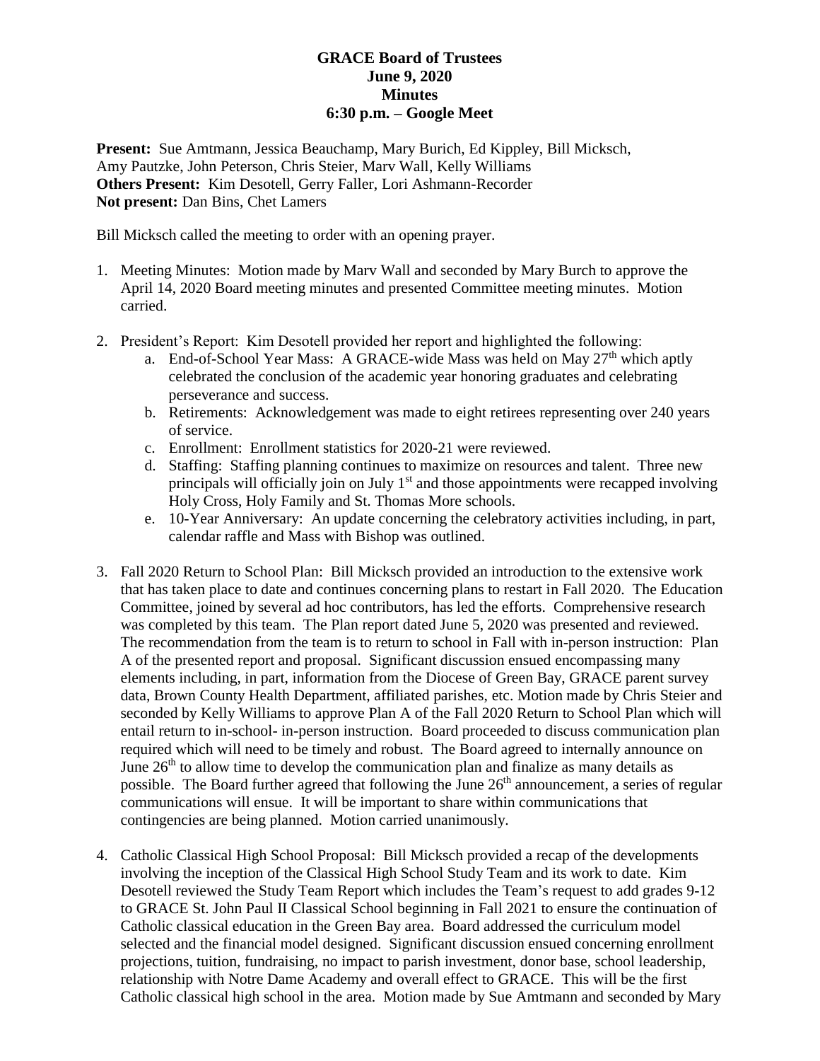**GRACE Board of Trustees**
**June 9, 2020**
**Minutes**
**6:30 p.m. – Google Meet**

**Present:** Sue Amtmann, Jessica Beauchamp, Mary Burich, Ed Kippley, Bill Micksch, Amy Pautzke, John Peterson, Chris Steier, Marv Wall, Kelly Williams
**Others Present:** Kim Desotell, Gerry Faller, Lori Ashmann-Recorder
**Not present:** Dan Bins, Chet Lamers

Bill Micksch called the meeting to order with an opening prayer.

1. Meeting Minutes: Motion made by Marv Wall and seconded by Mary Burch to approve the April 14, 2020 Board meeting minutes and presented Committee meeting minutes. Motion carried.

2. President's Report: Kim Desotell provided her report and highlighted the following:
   a. End-of-School Year Mass: A GRACE-wide Mass was held on May 27th which aptly celebrated the conclusion of the academic year honoring graduates and celebrating perseverance and success.
   b. Retirements: Acknowledgement was made to eight retirees representing over 240 years of service.
   c. Enrollment: Enrollment statistics for 2020-21 were reviewed.
   d. Staffing: Staffing planning continues to maximize on resources and talent. Three new principals will officially join on July 1st and those appointments were recapped involving Holy Cross, Holy Family and St. Thomas More schools.
   e. 10-Year Anniversary: An update concerning the celebratory activities including, in part, calendar raffle and Mass with Bishop was outlined.

3. Fall 2020 Return to School Plan: Bill Micksch provided an introduction to the extensive work that has taken place to date and continues concerning plans to restart in Fall 2020. The Education Committee, joined by several ad hoc contributors, has led the efforts. Comprehensive research was completed by this team. The Plan report dated June 5, 2020 was presented and reviewed. The recommendation from the team is to return to school in Fall with in-person instruction: Plan A of the presented report and proposal. Significant discussion ensued encompassing many elements including, in part, information from the Diocese of Green Bay, GRACE parent survey data, Brown County Health Department, affiliated parishes, etc. Motion made by Chris Steier and seconded by Kelly Williams to approve Plan A of the Fall 2020 Return to School Plan which will entail return to in-school- in-person instruction. Board proceeded to discuss communication plan required which will need to be timely and robust. The Board agreed to internally announce on June 26th to allow time to develop the communication plan and finalize as many details as possible. The Board further agreed that following the June 26th announcement, a series of regular communications will ensue. It will be important to share within communications that contingencies are being planned. Motion carried unanimously.

4. Catholic Classical High School Proposal: Bill Micksch provided a recap of the developments involving the inception of the Classical High School Study Team and its work to date. Kim Desotell reviewed the Study Team Report which includes the Team's request to add grades 9-12 to GRACE St. John Paul II Classical School beginning in Fall 2021 to ensure the continuation of Catholic classical education in the Green Bay area. Board addressed the curriculum model selected and the financial model designed. Significant discussion ensued concerning enrollment projections, tuition, fundraising, no impact to parish investment, donor base, school leadership, relationship with Notre Dame Academy and overall effect to GRACE. This will be the first Catholic classical high school in the area. Motion made by Sue Amtmann and seconded by Mary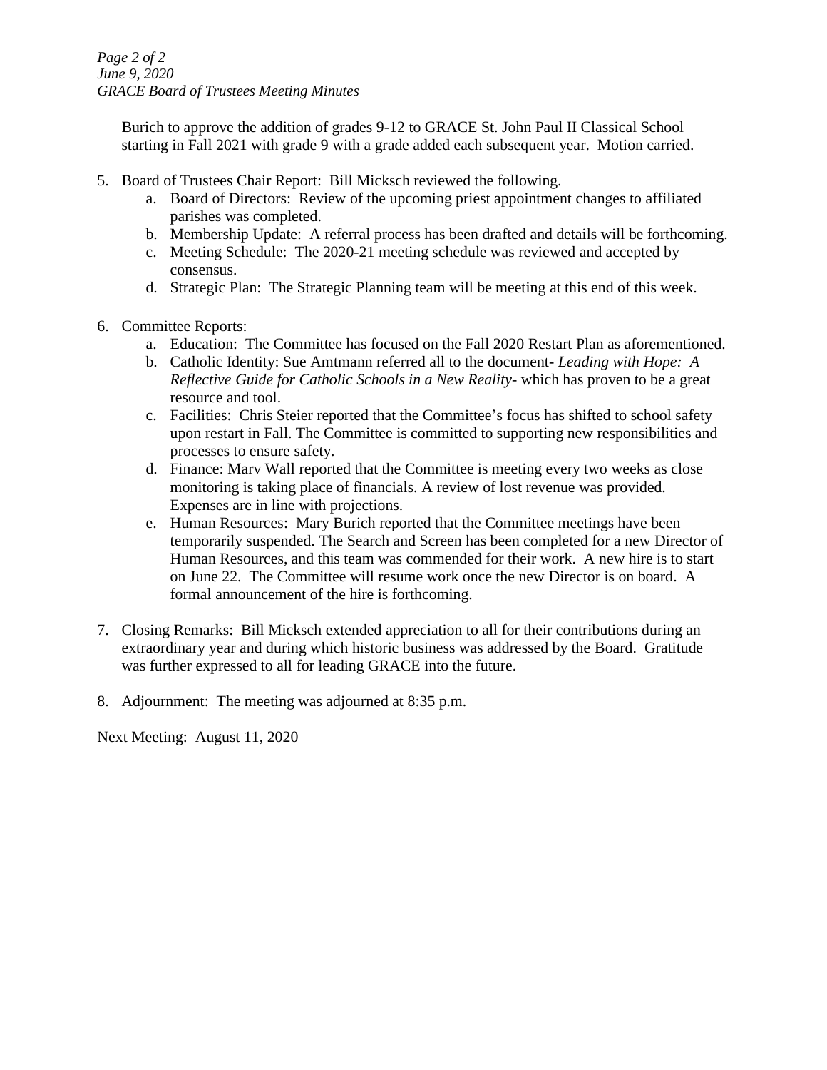Burich to approve the addition of grades 9-12 to GRACE St. John Paul II Classical School starting in Fall 2021 with grade 9 with a grade added each subsequent year. Motion carried.

5. Board of Trustees Chair Report: Bill Micksch reviewed the following.
   a. Board of Directors: Review of the upcoming priest appointment changes to affiliated parishes was completed.
   b. Membership Update: A referral process has been drafted and details will be forthcoming.
   c. Meeting Schedule: The 2020-21 meeting schedule was reviewed and accepted by consensus.
   d. Strategic Plan: The Strategic Planning team will be meeting at this end of this week.

6. Committee Reports:
   a. Education: The Committee has focused on the Fall 2020 Restart Plan as aforementioned.
   b. Catholic Identity: Sue Amtmann referred all to the document- *Leading with Hope: A Reflective Guide for Catholic Schools in a New Reality*- which has proven to be a great resource and tool.
   c. Facilities: Chris Steier reported that the Committee's focus has shifted to school safety upon restart in Fall. The Committee is committed to supporting new responsibilities and processes to ensure safety.
   d. Finance: Marv Wall reported that the Committee is meeting every two weeks as close monitoring is taking place of financials. A review of lost revenue was provided. Expenses are in line with projections.
   e. Human Resources: Mary Burich reported that the Committee meetings have been temporarily suspended. The Search and Screen has been completed for a new Director of Human Resources, and this team was commended for their work. A new hire is to start on June 22. The Committee will resume work once the new Director is on board. A formal announcement of the hire is forthcoming.

7. Closing Remarks: Bill Micksch extended appreciation to all for their contributions during an extraordinary year and during which historic business was addressed by the Board. Gratitude was further expressed to all for leading GRACE into the future.

8. Adjournment: The meeting was adjourned at 8:35 p.m.

Next Meeting: August 11, 2020